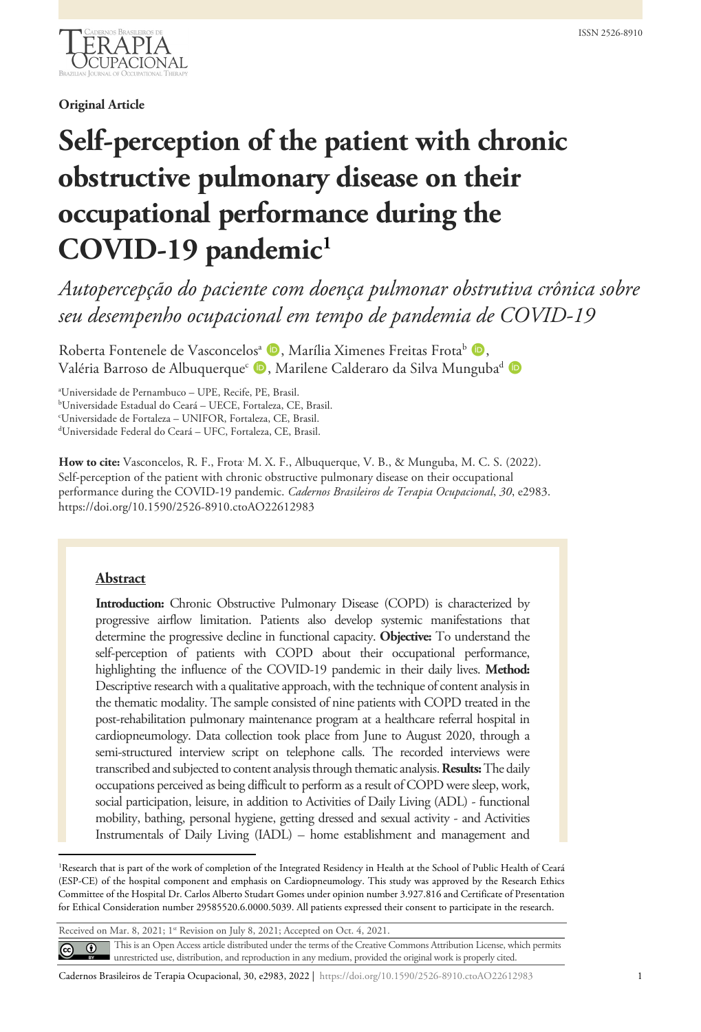**Original Article**

# Self-perception of the patient with chronic obstructive pulmonary disease on their occupational performance during the COVID-19 pandemic[1]

*Autopercepção do paciente com doença pulmonar obstrutiva crônica sobre seu desempenho ocupacional em tempo de pandemia de COVID-19*

Roberta Fontenele de Vasconcelos[a], Marília Ximenes Freitas Frota[b], Valéria Barroso de Albuquerque[c], Marilene Calderaro da Silva Munguba[d]

[a]Universidade de Pernambuco – UPE, Recife, PE, Brasil.
[b]Universidade Estadual do Ceará – UECE, Fortaleza, CE, Brasil.
[c]Universidade de Fortaleza – UNIFOR, Fortaleza, CE, Brasil.
[d]Universidade Federal do Ceará – UFC, Fortaleza, CE, Brasil.

**How to cite:** Vasconcelos, R. F., Frota· M. X. F., Albuquerque, V. B., & Munguba, M. C. S. (2022). Self-perception of the patient with chronic obstructive pulmonary disease on their occupational performance during the COVID-19 pandemic. *Cadernos Brasileiros de Terapia Ocupacional*, *30*, e2983. https://doi.org/10.1590/2526-8910.ctoAO22612983

## Abstract

**Introduction:** Chronic Obstructive Pulmonary Disease (COPD) is characterized by progressive airflow limitation. Patients also develop systemic manifestations that determine the progressive decline in functional capacity. **Objective:** To understand the self-perception of patients with COPD about their occupational performance, highlighting the influence of the COVID-19 pandemic in their daily lives. **Method:** Descriptive research with a qualitative approach, with the technique of content analysis in the thematic modality. The sample consisted of nine patients with COPD treated in the post-rehabilitation pulmonary maintenance program at a healthcare referral hospital in cardiopneumology. Data collection took place from June to August 2020, through a semi-structured interview script on telephone calls. The recorded interviews were transcribed and subjected to content analysis through thematic analysis. **Results:** The daily occupations perceived as being difficult to perform as a result of COPD were sleep, work, social participation, leisure, in addition to Activities of Daily Living (ADL) - functional mobility, bathing, personal hygiene, getting dressed and sexual activity - and Activities Instrumentals of Daily Living (IADL) – home establishment and management and

[1]Research that is part of the work of completion of the Integrated Residency in Health at the School of Public Health of Ceará (ESP-CE) of the hospital component and emphasis on Cardiopneumology. This study was approved by the Research Ethics Committee of the Hospital Dr. Carlos Alberto Studart Gomes under opinion number 3.927.816 and Certificate of Presentation for Ethical Consideration number 29585520.6.0000.5039. All patients expressed their consent to participate in the research.

Received on Mar. 8, 2021; 1st Revision on July 8, 2021; Accepted on Oct. 4, 2021.

This is an Open Access article distributed under the terms of the Creative Commons Attribution License, which permits unrestricted use, distribution, and reproduction in any medium, provided the original work is properly cited.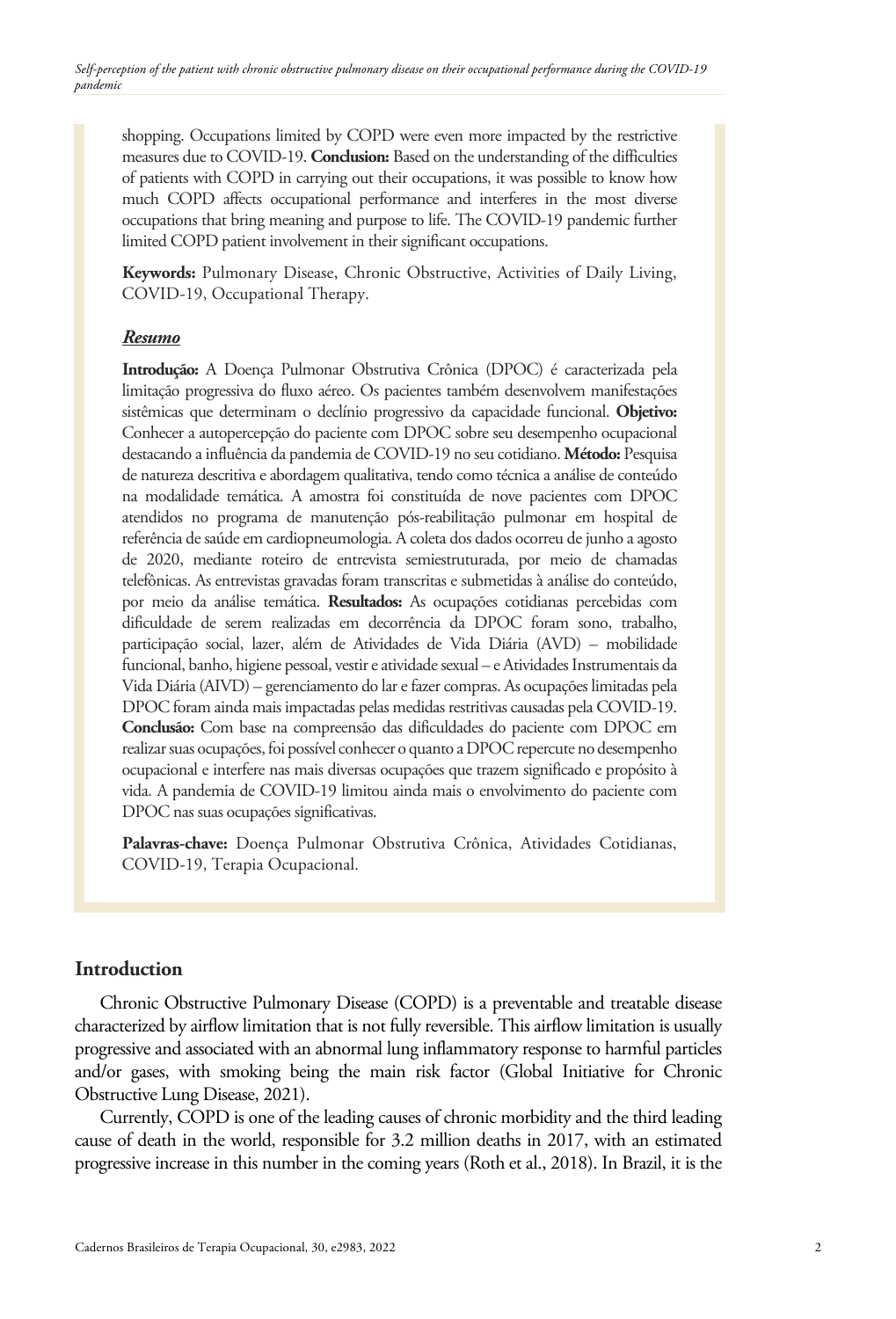shopping. Occupations limited by COPD were even more impacted by the restrictive measures due to COVID-19. **Conclusion:** Based on the understanding of the difficulties of patients with COPD in carrying out their occupations, it was possible to know how much COPD affects occupational performance and interferes in the most diverse occupations that bring meaning and purpose to life. The COVID-19 pandemic further limited COPD patient involvement in their significant occupations.

**Keywords:** Pulmonary Disease, Chronic Obstructive, Activities of Daily Living, COVID-19, Occupational Therapy.

***Resumo***

**Introdução:** A Doença Pulmonar Obstrutiva Crônica (DPOC) é caracterizada pela limitação progressiva do fluxo aéreo. Os pacientes também desenvolvem manifestações sistêmicas que determinam o declínio progressivo da capacidade funcional. **Objetivo:** Conhecer a autopercepção do paciente com DPOC sobre seu desempenho ocupacional destacando a influência da pandemia de COVID-19 no seu cotidiano. **Método:** Pesquisa de natureza descritiva e abordagem qualitativa, tendo como técnica a análise de conteúdo na modalidade temática. A amostra foi constituída de nove pacientes com DPOC atendidos no programa de manutenção pós-reabilitação pulmonar em hospital de referência de saúde em cardiopneumologia. A coleta dos dados ocorreu de junho a agosto de 2020, mediante roteiro de entrevista semiestruturada, por meio de chamadas telefônicas. As entrevistas gravadas foram transcritas e submetidas à análise do conteúdo, por meio da análise temática. **Resultados:** As ocupações cotidianas percebidas com dificuldade de serem realizadas em decorrência da DPOC foram sono, trabalho, participação social, lazer, além de Atividades de Vida Diária (AVD) – mobilidade funcional, banho, higiene pessoal, vestir e atividade sexual – e Atividades Instrumentais da Vida Diária (AIVD) – gerenciamento do lar e fazer compras. As ocupações limitadas pela DPOC foram ainda mais impactadas pelas medidas restritivas causadas pela COVID-19. **Conclusão:** Com base na compreensão das dificuldades do paciente com DPOC em realizar suas ocupações, foi possível conhecer o quanto a DPOC repercute no desempenho ocupacional e interfere nas mais diversas ocupações que trazem significado e propósito à vida. A pandemia de COVID-19 limitou ainda mais o envolvimento do paciente com DPOC nas suas ocupações significativas.

**Palavras-chave:** Doença Pulmonar Obstrutiva Crônica, Atividades Cotidianas, COVID-19, Terapia Ocupacional.

## Introduction

Chronic Obstructive Pulmonary Disease (COPD) is a preventable and treatable disease characterized by airflow limitation that is not fully reversible. This airflow limitation is usually progressive and associated with an abnormal lung inflammatory response to harmful particles and/or gases, with smoking being the main risk factor (Global Initiative for Chronic Obstructive Lung Disease, 2021).

Currently, COPD is one of the leading causes of chronic morbidity and the third leading cause of death in the world, responsible for 3.2 million deaths in 2017, with an estimated progressive increase in this number in the coming years (Roth et al., 2018). In Brazil, it is the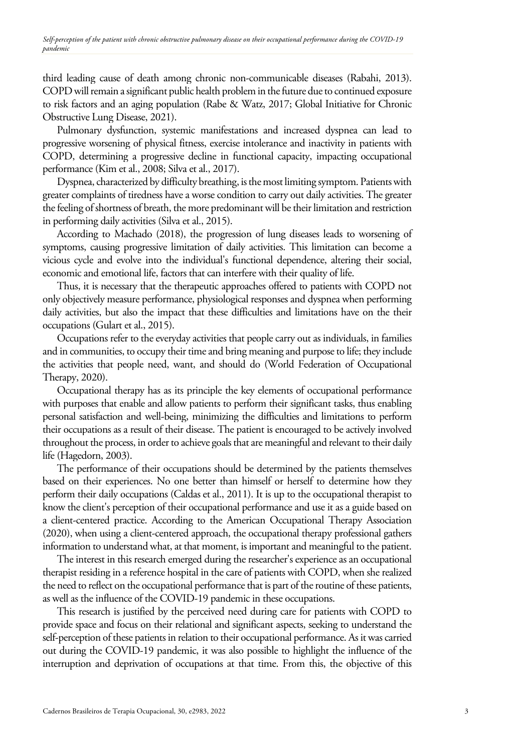third leading cause of death among chronic non-communicable diseases (Rabahi, 2013). COPD will remain a significant public health problem in the future due to continued exposure to risk factors and an aging population (Rabe & Watz, 2017; Global Initiative for Chronic Obstructive Lung Disease, 2021).

Pulmonary dysfunction, systemic manifestations and increased dyspnea can lead to progressive worsening of physical fitness, exercise intolerance and inactivity in patients with COPD, determining a progressive decline in functional capacity, impacting occupational performance (Kim et al., 2008; Silva et al., 2017).

Dyspnea, characterized by difficulty breathing, is the most limiting symptom. Patients with greater complaints of tiredness have a worse condition to carry out daily activities. The greater the feeling of shortness of breath, the more predominant will be their limitation and restriction in performing daily activities (Silva et al., 2015).

According to Machado (2018), the progression of lung diseases leads to worsening of symptoms, causing progressive limitation of daily activities. This limitation can become a vicious cycle and evolve into the individual's functional dependence, altering their social, economic and emotional life, factors that can interfere with their quality of life.

Thus, it is necessary that the therapeutic approaches offered to patients with COPD not only objectively measure performance, physiological responses and dyspnea when performing daily activities, but also the impact that these difficulties and limitations have on the their occupations (Gulart et al., 2015).

Occupations refer to the everyday activities that people carry out as individuals, in families and in communities, to occupy their time and bring meaning and purpose to life; they include the activities that people need, want, and should do (World Federation of Occupational Therapy, 2020).

Occupational therapy has as its principle the key elements of occupational performance with purposes that enable and allow patients to perform their significant tasks, thus enabling personal satisfaction and well-being, minimizing the difficulties and limitations to perform their occupations as a result of their disease. The patient is encouraged to be actively involved throughout the process, in order to achieve goals that are meaningful and relevant to their daily life (Hagedorn, 2003).

The performance of their occupations should be determined by the patients themselves based on their experiences. No one better than himself or herself to determine how they perform their daily occupations (Caldas et al., 2011). It is up to the occupational therapist to know the client's perception of their occupational performance and use it as a guide based on a client-centered practice. According to the American Occupational Therapy Association (2020), when using a client-centered approach, the occupational therapy professional gathers information to understand what, at that moment, is important and meaningful to the patient.

The interest in this research emerged during the researcher's experience as an occupational therapist residing in a reference hospital in the care of patients with COPD, when she realized the need to reflect on the occupational performance that is part of the routine of these patients, as well as the influence of the COVID-19 pandemic in these occupations.

This research is justified by the perceived need during care for patients with COPD to provide space and focus on their relational and significant aspects, seeking to understand the self-perception of these patients in relation to their occupational performance. As it was carried out during the COVID-19 pandemic, it was also possible to highlight the influence of the interruption and deprivation of occupations at that time. From this, the objective of this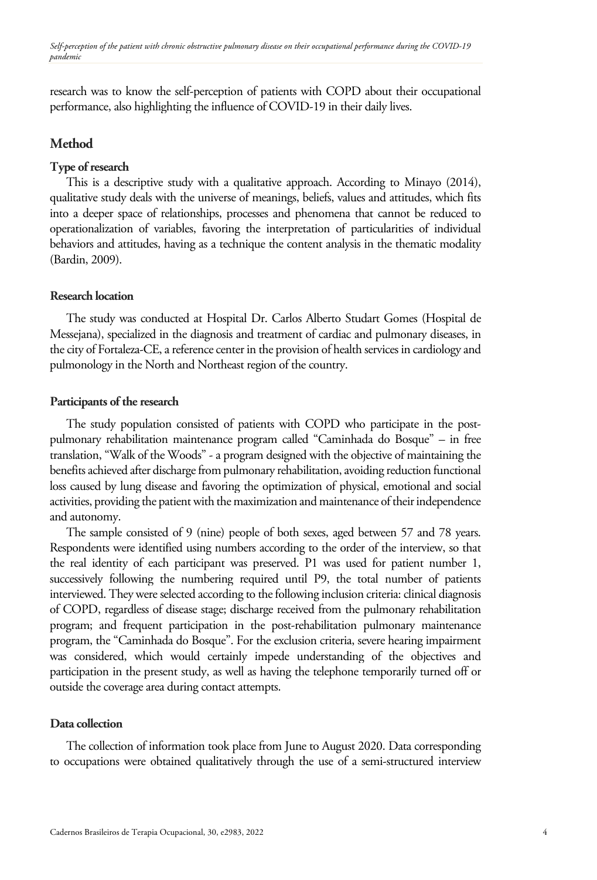research was to know the self-perception of patients with COPD about their occupational performance, also highlighting the influence of COVID-19 in their daily lives.

## Method

### Type of research

This is a descriptive study with a qualitative approach. According to Minayo (2014), qualitative study deals with the universe of meanings, beliefs, values and attitudes, which fits into a deeper space of relationships, processes and phenomena that cannot be reduced to operationalization of variables, favoring the interpretation of particularities of individual behaviors and attitudes, having as a technique the content analysis in the thematic modality (Bardin, 2009).

### Research location

The study was conducted at Hospital Dr. Carlos Alberto Studart Gomes (Hospital de Messejana), specialized in the diagnosis and treatment of cardiac and pulmonary diseases, in the city of Fortaleza-CE, a reference center in the provision of health services in cardiology and pulmonology in the North and Northeast region of the country.

### Participants of the research

The study population consisted of patients with COPD who participate in the post-pulmonary rehabilitation maintenance program called "Caminhada do Bosque" – in free translation, "Walk of the Woods" - a program designed with the objective of maintaining the benefits achieved after discharge from pulmonary rehabilitation, avoiding reduction functional loss caused by lung disease and favoring the optimization of physical, emotional and social activities, providing the patient with the maximization and maintenance of their independence and autonomy.

The sample consisted of 9 (nine) people of both sexes, aged between 57 and 78 years. Respondents were identified using numbers according to the order of the interview, so that the real identity of each participant was preserved. P1 was used for patient number 1, successively following the numbering required until P9, the total number of patients interviewed. They were selected according to the following inclusion criteria: clinical diagnosis of COPD, regardless of disease stage; discharge received from the pulmonary rehabilitation program; and frequent participation in the post-rehabilitation pulmonary maintenance program, the "Caminhada do Bosque". For the exclusion criteria, severe hearing impairment was considered, which would certainly impede understanding of the objectives and participation in the present study, as well as having the telephone temporarily turned off or outside the coverage area during contact attempts.

### Data collection

The collection of information took place from June to August 2020. Data corresponding to occupations were obtained qualitatively through the use of a semi-structured interview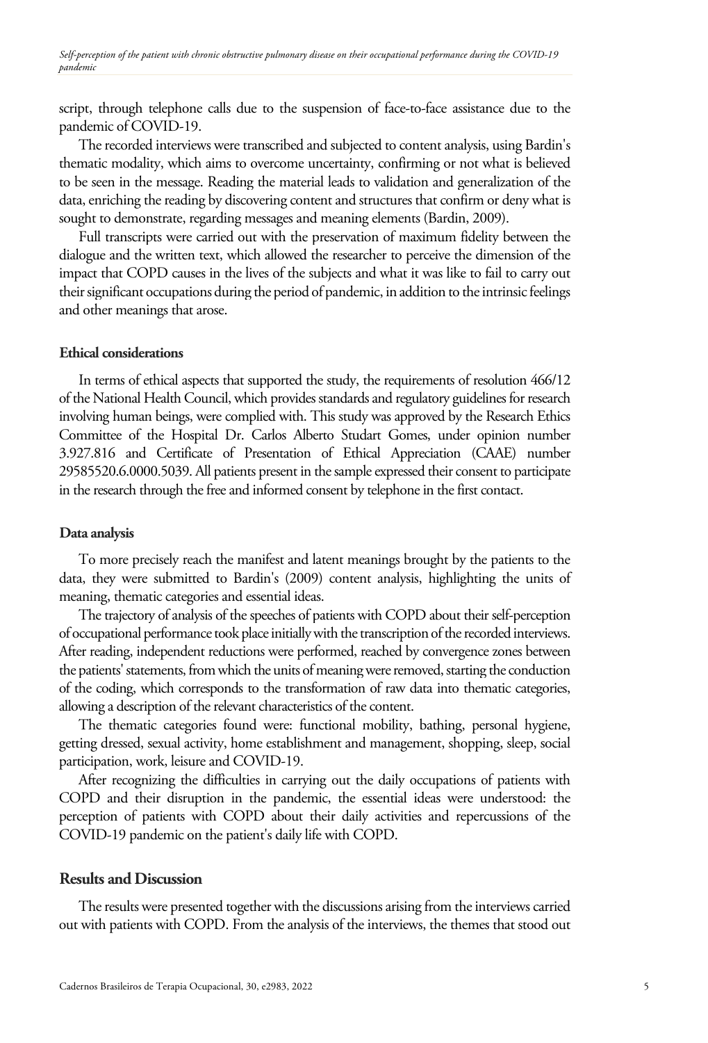script, through telephone calls due to the suspension of face-to-face assistance due to the pandemic of COVID-19.

The recorded interviews were transcribed and subjected to content analysis, using Bardin's thematic modality, which aims to overcome uncertainty, confirming or not what is believed to be seen in the message. Reading the material leads to validation and generalization of the data, enriching the reading by discovering content and structures that confirm or deny what is sought to demonstrate, regarding messages and meaning elements (Bardin, 2009).

Full transcripts were carried out with the preservation of maximum fidelity between the dialogue and the written text, which allowed the researcher to perceive the dimension of the impact that COPD causes in the lives of the subjects and what it was like to fail to carry out their significant occupations during the period of pandemic, in addition to the intrinsic feelings and other meanings that arose.

### Ethical considerations

In terms of ethical aspects that supported the study, the requirements of resolution 466/12 of the National Health Council, which provides standards and regulatory guidelines for research involving human beings, were complied with. This study was approved by the Research Ethics Committee of the Hospital Dr. Carlos Alberto Studart Gomes, under opinion number 3.927.816 and Certificate of Presentation of Ethical Appreciation (CAAE) number 29585520.6.0000.5039. All patients present in the sample expressed their consent to participate in the research through the free and informed consent by telephone in the first contact.

### Data analysis

To more precisely reach the manifest and latent meanings brought by the patients to the data, they were submitted to Bardin's (2009) content analysis, highlighting the units of meaning, thematic categories and essential ideas.

The trajectory of analysis of the speeches of patients with COPD about their self-perception of occupational performance took place initially with the transcription of the recorded interviews. After reading, independent reductions were performed, reached by convergence zones between the patients' statements, from which the units of meaning were removed, starting the conduction of the coding, which corresponds to the transformation of raw data into thematic categories, allowing a description of the relevant characteristics of the content.

The thematic categories found were: functional mobility, bathing, personal hygiene, getting dressed, sexual activity, home establishment and management, shopping, sleep, social participation, work, leisure and COVID-19.

After recognizing the difficulties in carrying out the daily occupations of patients with COPD and their disruption in the pandemic, the essential ideas were understood: the perception of patients with COPD about their daily activities and repercussions of the COVID-19 pandemic on the patient's daily life with COPD.

## Results and Discussion

The results were presented together with the discussions arising from the interviews carried out with patients with COPD. From the analysis of the interviews, the themes that stood out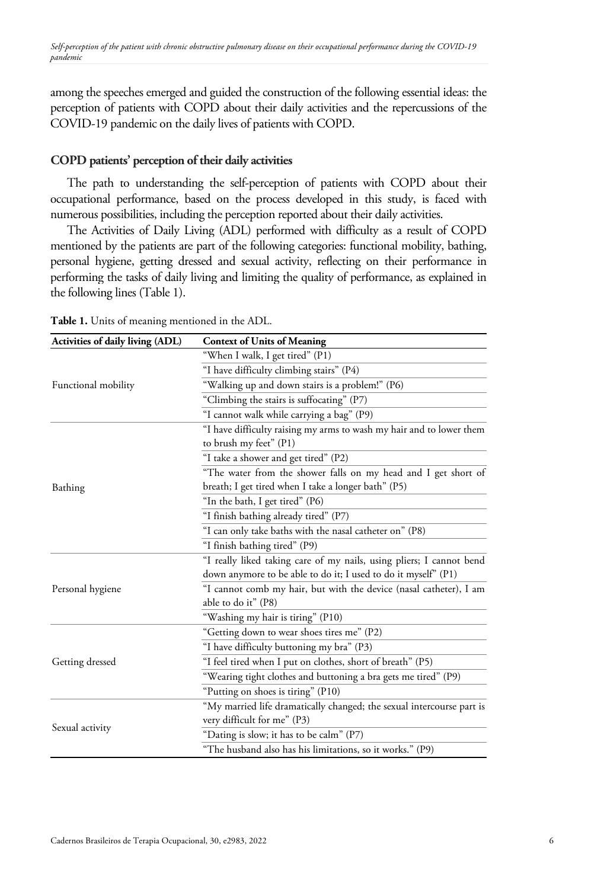among the speeches emerged and guided the construction of the following essential ideas: the perception of patients with COPD about their daily activities and the repercussions of the COVID-19 pandemic on the daily lives of patients with COPD.

## COPD patients' perception of their daily activities

The path to understanding the self-perception of patients with COPD about their occupational performance, based on the process developed in this study, is faced with numerous possibilities, including the perception reported about their daily activities.

The Activities of Daily Living (ADL) performed with difficulty as a result of COPD mentioned by the patients are part of the following categories: functional mobility, bathing, personal hygiene, getting dressed and sexual activity, reflecting on their performance in performing the tasks of daily living and limiting the quality of performance, as explained in the following lines (Table 1).

**Table 1.** Units of meaning mentioned in the ADL.

| Activities of daily living (ADL) | Context of Units of Meaning |
|---|---|
| Functional mobility | "When I walk, I get tired" (P1) |
| | "I have difficulty climbing stairs" (P4) |
| | "Walking up and down stairs is a problem!" (P6) |
| | "Climbing the stairs is suffocating" (P7) |
| | "I cannot walk while carrying a bag" (P9) |
| Bathing | "I have difficulty raising my arms to wash my hair and to lower them to brush my feet" (P1) |
| | "I take a shower and get tired" (P2) |
| | "The water from the shower falls on my head and I get short of breath; I get tired when I take a longer bath" (P5) |
| | "In the bath, I get tired" (P6) |
| | "I finish bathing already tired" (P7) |
| | "I can only take baths with the nasal catheter on" (P8) |
| | "I finish bathing tired" (P9) |
| Personal hygiene | "I really liked taking care of my nails, using pliers; I cannot bend down anymore to be able to do it; I used to do it myself" (P1) |
| | "I cannot comb my hair, but with the device (nasal catheter), I am able to do it" (P8) |
| | "Washing my hair is tiring" (P10) |
| Getting dressed | "Getting down to wear shoes tires me" (P2) |
| | "I have difficulty buttoning my bra" (P3) |
| | "I feel tired when I put on clothes, short of breath" (P5) |
| | "Wearing tight clothes and buttoning a bra gets me tired" (P9) |
| | "Putting on shoes is tiring" (P10) |
| Sexual activity | "My married life dramatically changed; the sexual intercourse part is very difficult for me" (P3) |
| | "Dating is slow; it has to be calm" (P7) |
| | "The husband also has his limitations, so it works." (P9) |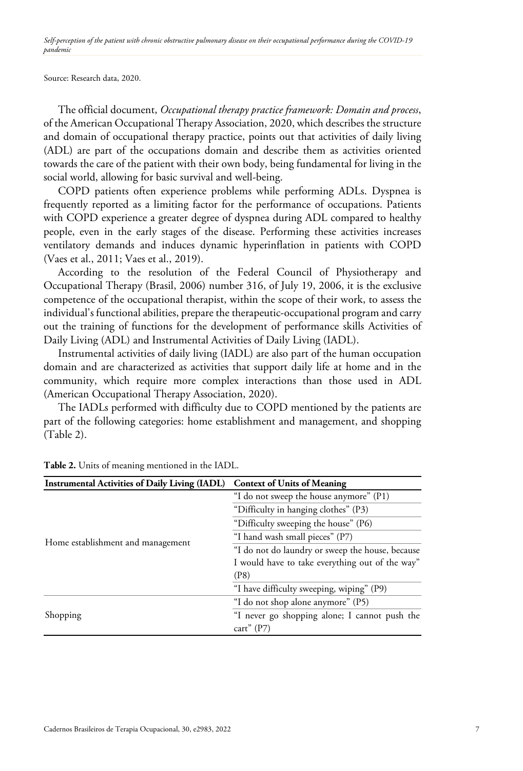Source: Research data, 2020.

The official document, *Occupational therapy practice framework: Domain and process*, of the American Occupational Therapy Association, 2020, which describes the structure and domain of occupational therapy practice, points out that activities of daily living (ADL) are part of the occupations domain and describe them as activities oriented towards the care of the patient with their own body, being fundamental for living in the social world, allowing for basic survival and well-being.

COPD patients often experience problems while performing ADLs. Dyspnea is frequently reported as a limiting factor for the performance of occupations. Patients with COPD experience a greater degree of dyspnea during ADL compared to healthy people, even in the early stages of the disease. Performing these activities increases ventilatory demands and induces dynamic hyperinflation in patients with COPD (Vaes et al., 2011; Vaes et al., 2019).

According to the resolution of the Federal Council of Physiotherapy and Occupational Therapy (Brasil, 2006) number 316, of July 19, 2006, it is the exclusive competence of the occupational therapist, within the scope of their work, to assess the individual's functional abilities, prepare the therapeutic-occupational program and carry out the training of functions for the development of performance skills Activities of Daily Living (ADL) and Instrumental Activities of Daily Living (IADL).

Instrumental activities of daily living (IADL) are also part of the human occupation domain and are characterized as activities that support daily life at home and in the community, which require more complex interactions than those used in ADL (American Occupational Therapy Association, 2020).

The IADLs performed with difficulty due to COPD mentioned by the patients are part of the following categories: home establishment and management, and shopping (Table 2).

**Table 2.** Units of meaning mentioned in the IADL.

| Instrumental Activities of Daily Living (IADL) | Context of Units of Meaning |
|---|---|
| Home establishment and management | "I do not sweep the house anymore" (P1) |
| | "Difficulty in hanging clothes" (P3) |
| | "Difficulty sweeping the house" (P6) |
| | "I hand wash small pieces" (P7) |
| | "I do not do laundry or sweep the house, because I would have to take everything out of the way" (P8) |
| | "I have difficulty sweeping, wiping" (P9) |
| Shopping | "I do not shop alone anymore" (P5) |
| | "I never go shopping alone; I cannot push the cart" (P7) |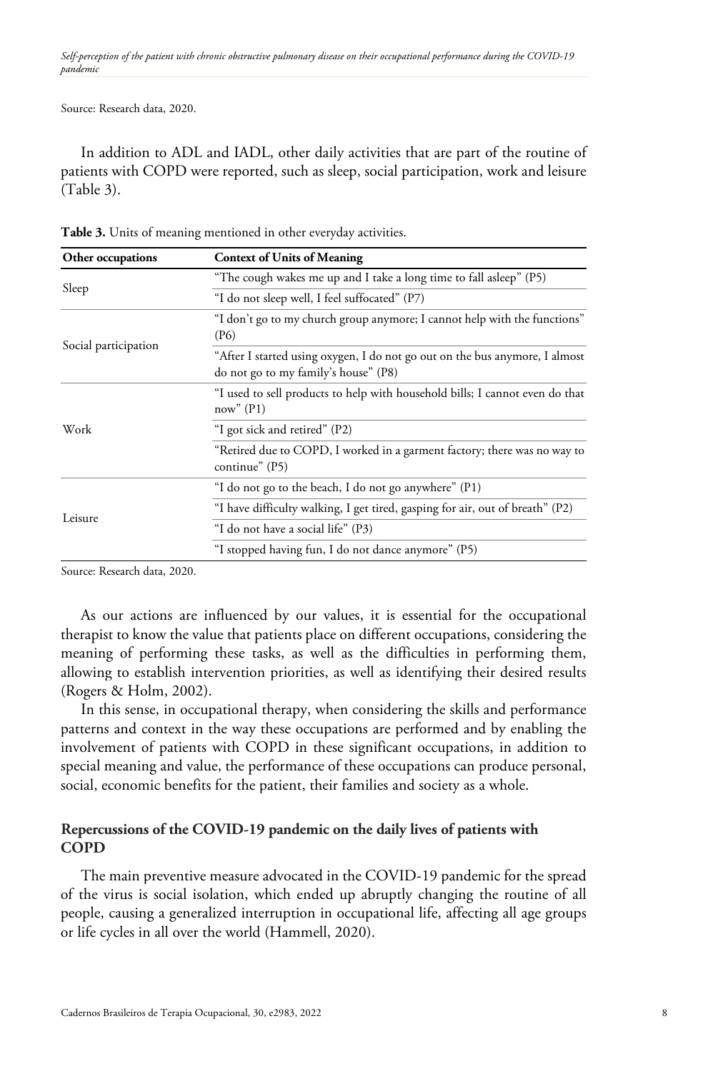Source: Research data, 2020.

In addition to ADL and IADL, other daily activities that are part of the routine of patients with COPD were reported, such as sleep, social participation, work and leisure (Table 3).

**Table 3.** Units of meaning mentioned in other everyday activities.

| Other occupations | Context of Units of Meaning |
|---|---|
| Sleep | "The cough wakes me up and I take a long time to fall asleep" (P5) |
| | "I do not sleep well, I feel suffocated" (P7) |
| Social participation | "I don't go to my church group anymore; I cannot help with the functions" (P6) |
| | "After I started using oxygen, I do not go out on the bus anymore, I almost do not go to my family's house" (P8) |
| Work | "I used to sell products to help with household bills; I cannot even do that now" (P1) |
| | "I got sick and retired" (P2) |
| | "Retired due to COPD, I worked in a garment factory; there was no way to continue" (P5) |
| Leisure | "I do not go to the beach, I do not go anywhere" (P1) |
| | "I have difficulty walking, I get tired, gasping for air, out of breath" (P2) |
| | "I do not have a social life" (P3) |
| | "I stopped having fun, I do not dance anymore" (P5) |

Source: Research data, 2020.

As our actions are influenced by our values, it is essential for the occupational therapist to know the value that patients place on different occupations, considering the meaning of performing these tasks, as well as the difficulties in performing them, allowing to establish intervention priorities, as well as identifying their desired results (Rogers & Holm, 2002).

In this sense, in occupational therapy, when considering the skills and performance patterns and context in the way these occupations are performed and by enabling the involvement of patients with COPD in these significant occupations, in addition to special meaning and value, the performance of these occupations can produce personal, social, economic benefits for the patient, their families and society as a whole.

### Repercussions of the COVID-19 pandemic on the daily lives of patients with COPD

The main preventive measure advocated in the COVID-19 pandemic for the spread of the virus is social isolation, which ended up abruptly changing the routine of all people, causing a generalized interruption in occupational life, affecting all age groups or life cycles in all over the world (Hammell, 2020).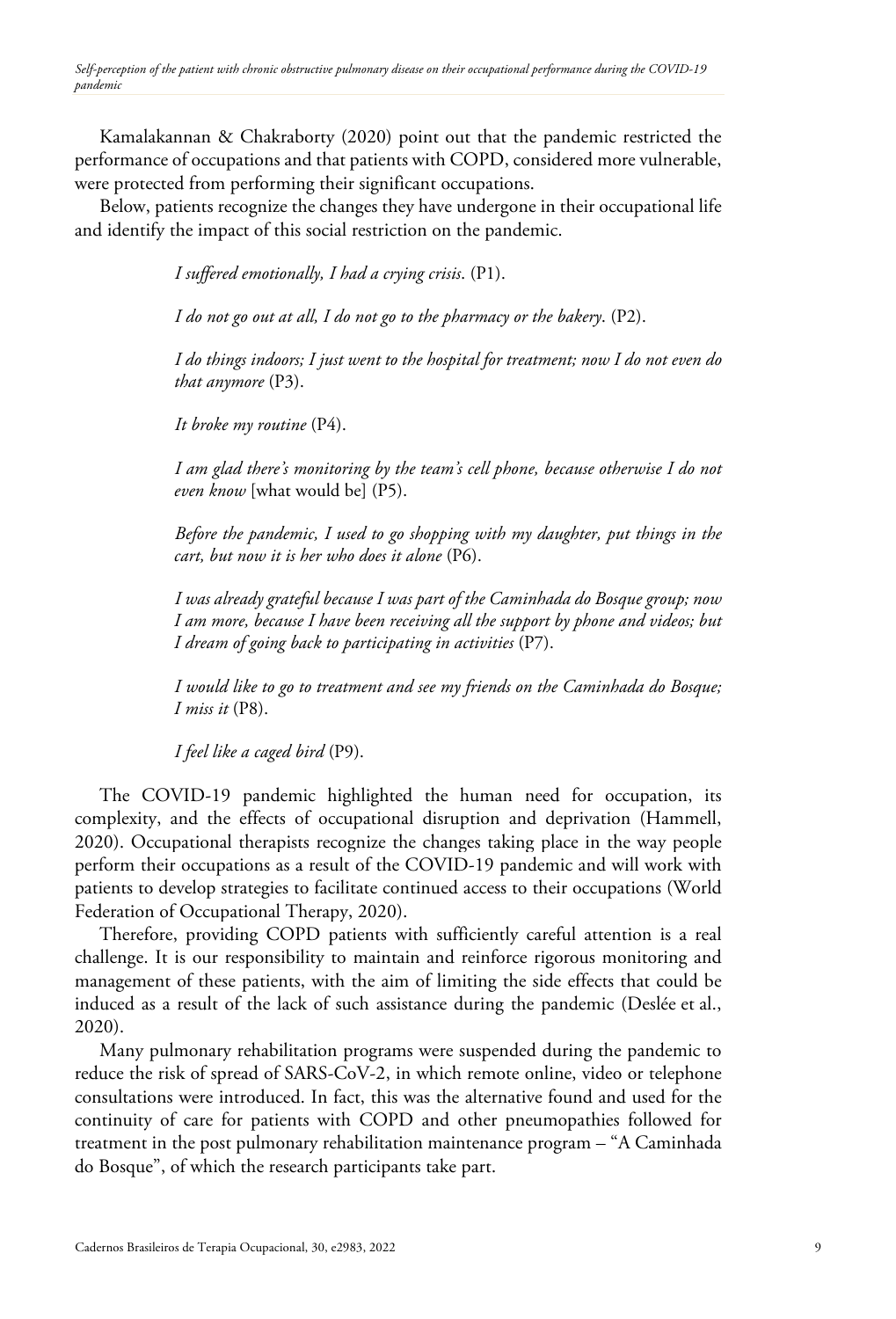Kamalakannan & Chakraborty (2020) point out that the pandemic restricted the performance of occupations and that patients with COPD, considered more vulnerable, were protected from performing their significant occupations.

Below, patients recognize the changes they have undergone in their occupational life and identify the impact of this social restriction on the pandemic.

> *I suffered emotionally, I had a crying crisis*. (P1).
>
> *I do not go out at all, I do not go to the pharmacy or the bakery*. (P2).
>
> *I do things indoors; I just went to the hospital for treatment; now I do not even do that anymore* (P3).
>
> *It broke my routine* (P4).
>
> *I am glad there's monitoring by the team's cell phone, because otherwise I do not even know* [what would be] (P5).
>
> *Before the pandemic, I used to go shopping with my daughter, put things in the cart, but now it is her who does it alone* (P6).
>
> *I was already grateful because I was part of the Caminhada do Bosque group; now I am more, because I have been receiving all the support by phone and videos; but I dream of going back to participating in activities* (P7).
>
> *I would like to go to treatment and see my friends on the Caminhada do Bosque; I miss it* (P8).
>
> *I feel like a caged bird* (P9).

The COVID-19 pandemic highlighted the human need for occupation, its complexity, and the effects of occupational disruption and deprivation (Hammell, 2020). Occupational therapists recognize the changes taking place in the way people perform their occupations as a result of the COVID-19 pandemic and will work with patients to develop strategies to facilitate continued access to their occupations (World Federation of Occupational Therapy, 2020).

Therefore, providing COPD patients with sufficiently careful attention is a real challenge. It is our responsibility to maintain and reinforce rigorous monitoring and management of these patients, with the aim of limiting the side effects that could be induced as a result of the lack of such assistance during the pandemic (Deslée et al., 2020).

Many pulmonary rehabilitation programs were suspended during the pandemic to reduce the risk of spread of SARS-CoV-2, in which remote online, video or telephone consultations were introduced. In fact, this was the alternative found and used for the continuity of care for patients with COPD and other pneumopathies followed for treatment in the post pulmonary rehabilitation maintenance program – "A Caminhada do Bosque", of which the research participants take part.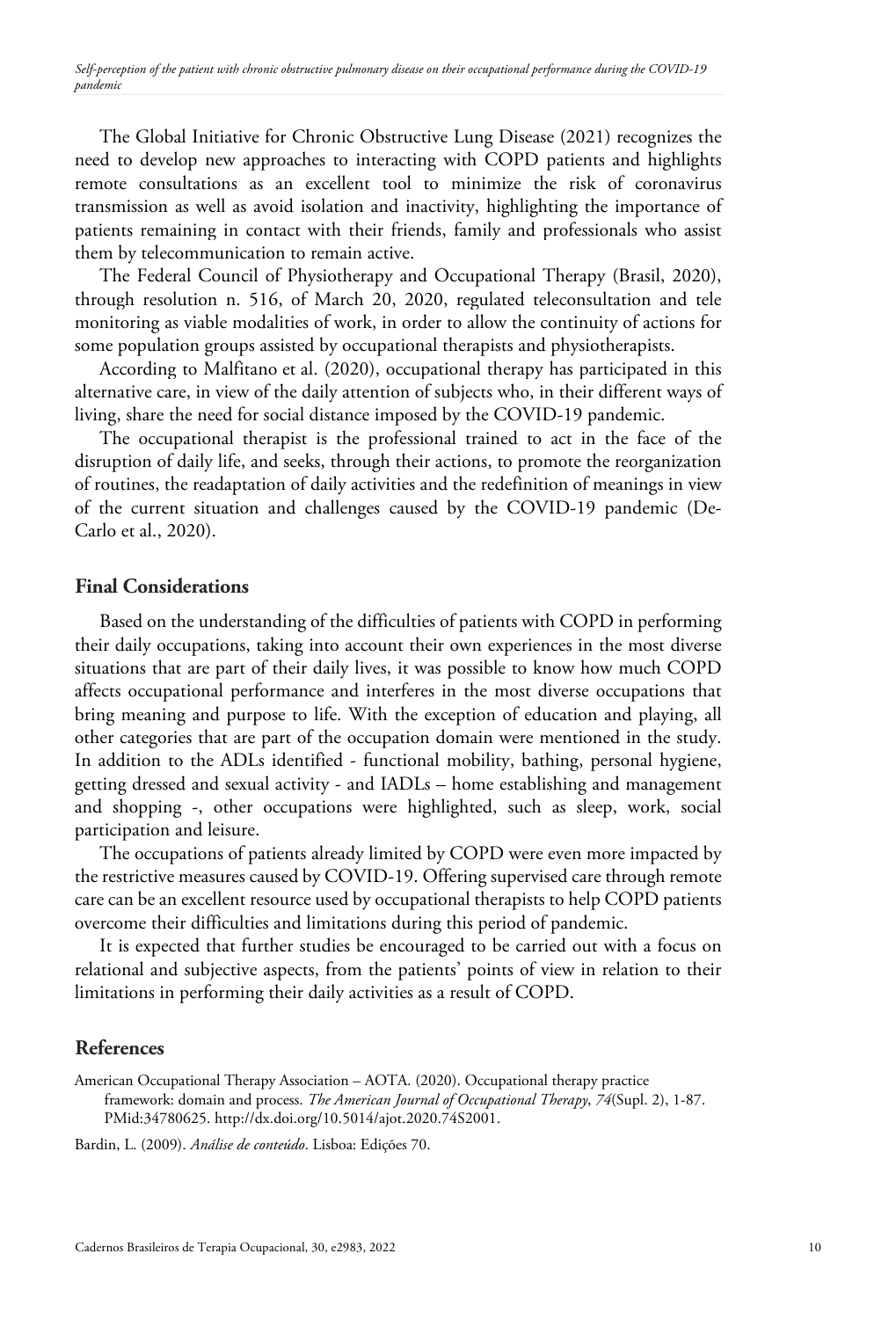The Global Initiative for Chronic Obstructive Lung Disease (2021) recognizes the need to develop new approaches to interacting with COPD patients and highlights remote consultations as an excellent tool to minimize the risk of coronavirus transmission as well as avoid isolation and inactivity, highlighting the importance of patients remaining in contact with their friends, family and professionals who assist them by telecommunication to remain active.

The Federal Council of Physiotherapy and Occupational Therapy (Brasil, 2020), through resolution n. 516, of March 20, 2020, regulated teleconsultation and tele monitoring as viable modalities of work, in order to allow the continuity of actions for some population groups assisted by occupational therapists and physiotherapists.

According to Malfitano et al. (2020), occupational therapy has participated in this alternative care, in view of the daily attention of subjects who, in their different ways of living, share the need for social distance imposed by the COVID-19 pandemic.

The occupational therapist is the professional trained to act in the face of the disruption of daily life, and seeks, through their actions, to promote the reorganization of routines, the readaptation of daily activities and the redefinition of meanings in view of the current situation and challenges caused by the COVID-19 pandemic (De-Carlo et al., 2020).

## Final Considerations

Based on the understanding of the difficulties of patients with COPD in performing their daily occupations, taking into account their own experiences in the most diverse situations that are part of their daily lives, it was possible to know how much COPD affects occupational performance and interferes in the most diverse occupations that bring meaning and purpose to life. With the exception of education and playing, all other categories that are part of the occupation domain were mentioned in the study. In addition to the ADLs identified - functional mobility, bathing, personal hygiene, getting dressed and sexual activity - and IADLs – home establishing and management and shopping -, other occupations were highlighted, such as sleep, work, social participation and leisure.

The occupations of patients already limited by COPD were even more impacted by the restrictive measures caused by COVID-19. Offering supervised care through remote care can be an excellent resource used by occupational therapists to help COPD patients overcome their difficulties and limitations during this period of pandemic.

It is expected that further studies be encouraged to be carried out with a focus on relational and subjective aspects, from the patients' points of view in relation to their limitations in performing their daily activities as a result of COPD.

## References

American Occupational Therapy Association – AOTA. (2020). Occupational therapy practice framework: domain and process. *The American Journal of Occupational Therapy*, *74*(Supl. 2), 1-87. PMid:34780625. http://dx.doi.org/10.5014/ajot.2020.74S2001.

Bardin, L. (2009). *Análise de conteúdo*. Lisboa: Edições 70.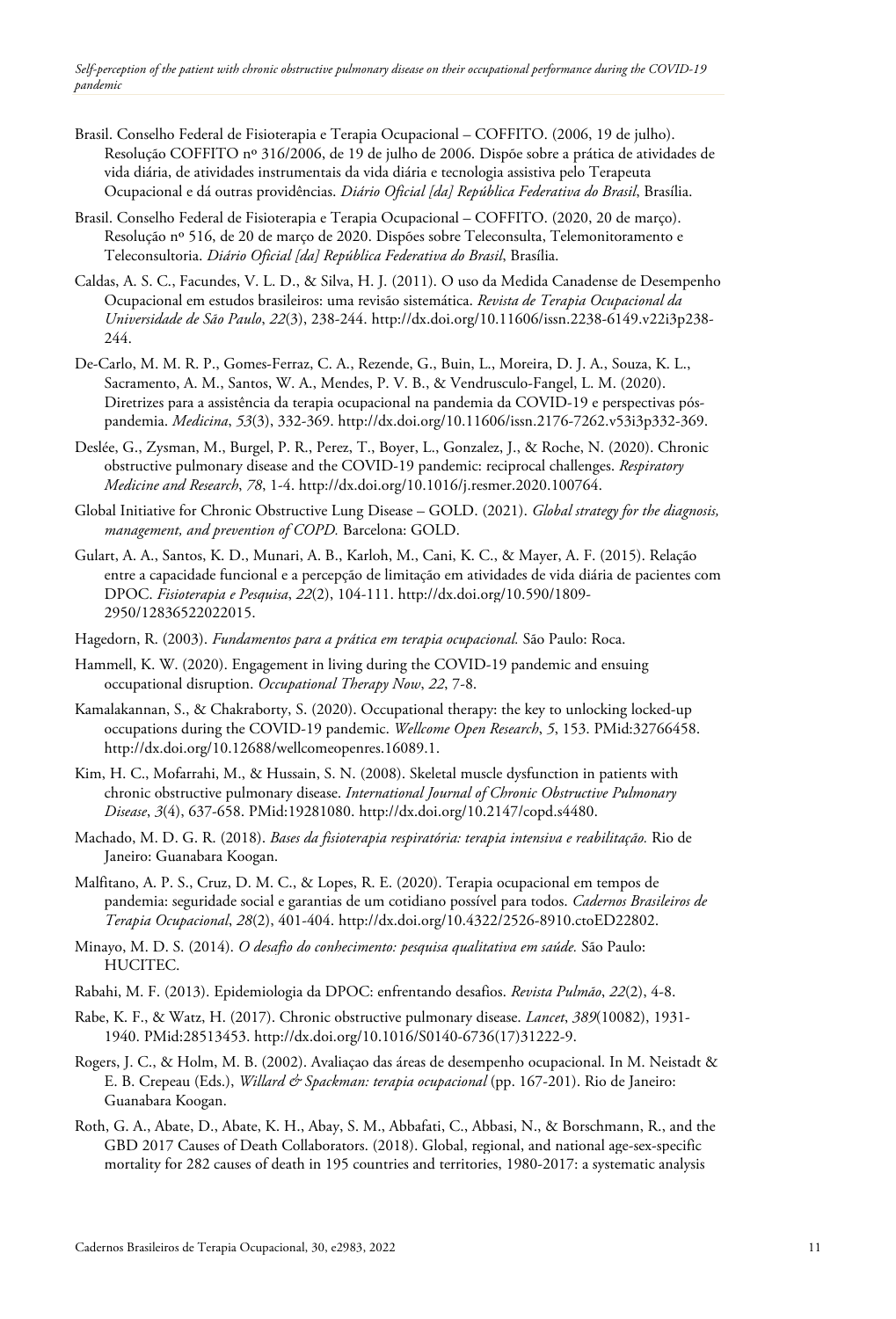Brasil. Conselho Federal de Fisioterapia e Terapia Ocupacional – COFFITO. (2006, 19 de julho). Resolução COFFITO nº 316/2006, de 19 de julho de 2006. Dispõe sobre a prática de atividades de vida diária, de atividades instrumentais da vida diária e tecnologia assistiva pelo Terapeuta Ocupacional e dá outras providências. *Diário Oficial [da] República Federativa do Brasil*, Brasília.

Brasil. Conselho Federal de Fisioterapia e Terapia Ocupacional – COFFITO. (2020, 20 de março). Resolução nº 516, de 20 de março de 2020. Dispões sobre Teleconsulta, Telemonitoramento e Teleconsultoria. *Diário Oficial [da] República Federativa do Brasil*, Brasília.

Caldas, A. S. C., Facundes, V. L. D., & Silva, H. J. (2011). O uso da Medida Canadense de Desempenho Ocupacional em estudos brasileiros: uma revisão sistemática. *Revista de Terapia Ocupacional da Universidade de São Paulo*, *22*(3), 238-244. http://dx.doi.org/10.11606/issn.2238-6149.v22i3p238-244.

De-Carlo, M. M. R. P., Gomes-Ferraz, C. A., Rezende, G., Buin, L., Moreira, D. J. A., Souza, K. L., Sacramento, A. M., Santos, W. A., Mendes, P. V. B., & Vendrusculo-Fangel, L. M. (2020). Diretrizes para a assistência da terapia ocupacional na pandemia da COVID-19 e perspectivas pós-pandemia. *Medicina*, *53*(3), 332-369. http://dx.doi.org/10.11606/issn.2176-7262.v53i3p332-369.

Deslée, G., Zysman, M., Burgel, P. R., Perez, T., Boyer, L., Gonzalez, J., & Roche, N. (2020). Chronic obstructive pulmonary disease and the COVID-19 pandemic: reciprocal challenges. *Respiratory Medicine and Research*, *78*, 1-4. http://dx.doi.org/10.1016/j.resmer.2020.100764.

Global Initiative for Chronic Obstructive Lung Disease – GOLD. (2021). *Global strategy for the diagnosis, management, and prevention of COPD.* Barcelona: GOLD.

Gulart, A. A., Santos, K. D., Munari, A. B., Karloh, M., Cani, K. C., & Mayer, A. F. (2015). Relação entre a capacidade funcional e a percepção de limitação em atividades de vida diária de pacientes com DPOC. *Fisioterapia e Pesquisa*, *22*(2), 104-111. http://dx.doi.org/10.590/1809-2950/12836522022015.

Hagedorn, R. (2003). *Fundamentos para a prática em terapia ocupacional.* São Paulo: Roca.

Hammell, K. W. (2020). Engagement in living during the COVID-19 pandemic and ensuing occupational disruption. *Occupational Therapy Now*, *22*, 7-8.

Kamalakannan, S., & Chakraborty, S. (2020). Occupational therapy: the key to unlocking locked-up occupations during the COVID-19 pandemic. *Wellcome Open Research*, *5*, 153. PMid:32766458. http://dx.doi.org/10.12688/wellcomeopenres.16089.1.

Kim, H. C., Mofarrahi, M., & Hussain, S. N. (2008). Skeletal muscle dysfunction in patients with chronic obstructive pulmonary disease. *International Journal of Chronic Obstructive Pulmonary Disease*, *3*(4), 637-658. PMid:19281080. http://dx.doi.org/10.2147/copd.s4480.

Machado, M. D. G. R. (2018). *Bases da fisioterapia respiratória: terapia intensiva e reabilitação.* Rio de Janeiro: Guanabara Koogan.

Malfitano, A. P. S., Cruz, D. M. C., & Lopes, R. E. (2020). Terapia ocupacional em tempos de pandemia: seguridade social e garantias de um cotidiano possível para todos. *Cadernos Brasileiros de Terapia Ocupacional*, *28*(2), 401-404. http://dx.doi.org/10.4322/2526-8910.ctoED22802.

Minayo, M. D. S. (2014). *O desafio do conhecimento: pesquisa qualitativa em saúde.* São Paulo: HUCITEC.

Rabahi, M. F. (2013). Epidemiologia da DPOC: enfrentando desafios. *Revista Pulmão*, *22*(2), 4-8.

Rabe, K. F., & Watz, H. (2017). Chronic obstructive pulmonary disease. *Lancet*, *389*(10082), 1931-1940. PMid:28513453. http://dx.doi.org/10.1016/S0140-6736(17)31222-9.

Rogers, J. C., & Holm, M. B. (2002). Avaliaçao das áreas de desempenho ocupacional. In M. Neistadt & E. B. Crepeau (Eds.), *Willard & Spackman: terapia ocupacional* (pp. 167-201). Rio de Janeiro: Guanabara Koogan.

Roth, G. A., Abate, D., Abate, K. H., Abay, S. M., Abbafati, C., Abbasi, N., & Borschmann, R., and the GBD 2017 Causes of Death Collaborators. (2018). Global, regional, and national age-sex-specific mortality for 282 causes of death in 195 countries and territories, 1980-2017: a systematic analysis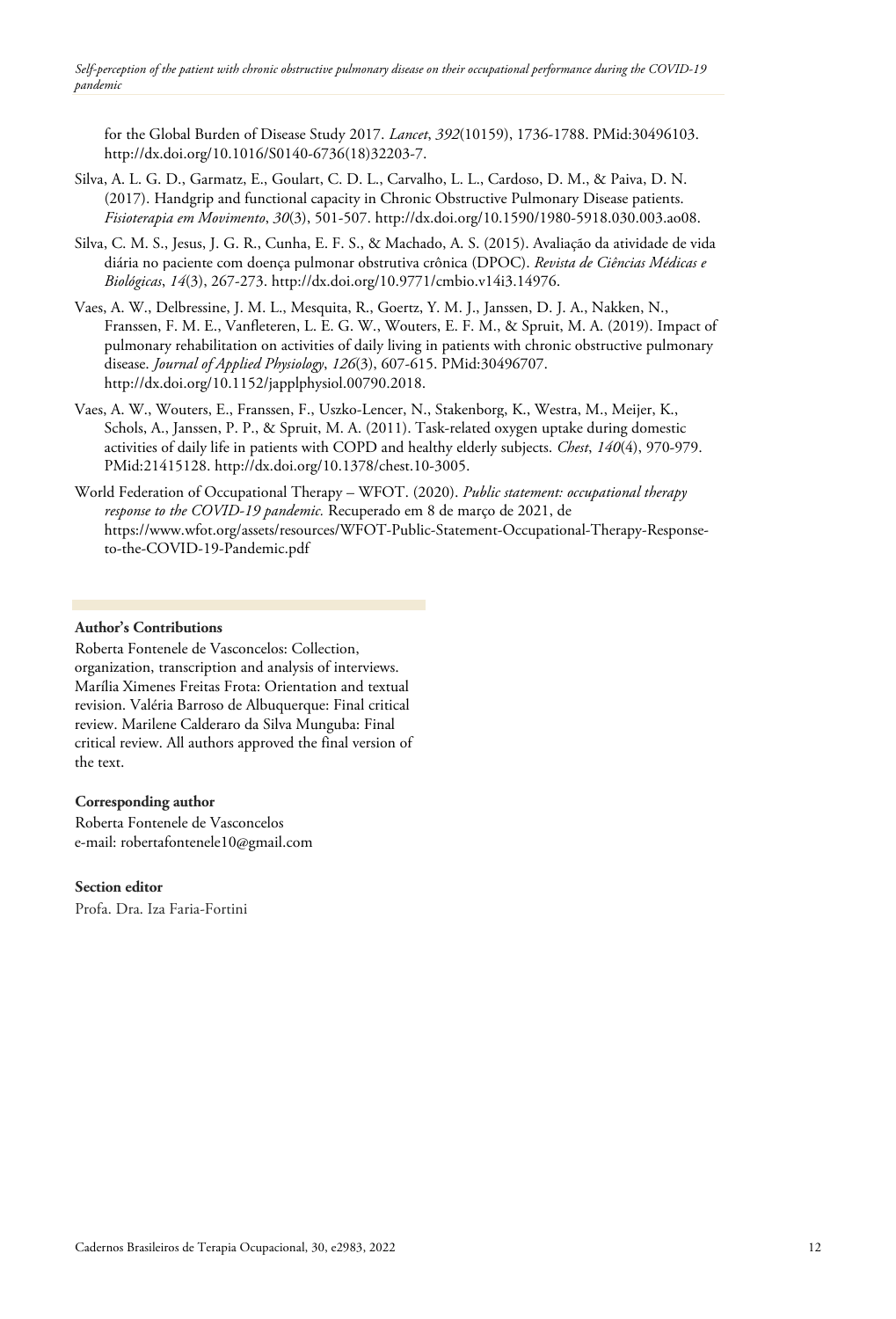for the Global Burden of Disease Study 2017. *Lancet*, *392*(10159), 1736-1788. PMid:30496103. http://dx.doi.org/10.1016/S0140-6736(18)32203-7.

Silva, A. L. G. D., Garmatz, E., Goulart, C. D. L., Carvalho, L. L., Cardoso, D. M., & Paiva, D. N. (2017). Handgrip and functional capacity in Chronic Obstructive Pulmonary Disease patients. *Fisioterapia em Movimento*, *30*(3), 501-507. http://dx.doi.org/10.1590/1980-5918.030.003.ao08.

Silva, C. M. S., Jesus, J. G. R., Cunha, E. F. S., & Machado, A. S. (2015). Avaliação da atividade de vida diária no paciente com doença pulmonar obstrutiva crônica (DPOC). *Revista de Ciências Médicas e Biológicas*, *14*(3), 267-273. http://dx.doi.org/10.9771/cmbio.v14i3.14976.

Vaes, A. W., Delbressine, J. M. L., Mesquita, R., Goertz, Y. M. J., Janssen, D. J. A., Nakken, N., Franssen, F. M. E., Vanfleteren, L. E. G. W., Wouters, E. F. M., & Spruit, M. A. (2019). Impact of pulmonary rehabilitation on activities of daily living in patients with chronic obstructive pulmonary disease. *Journal of Applied Physiology*, *126*(3), 607-615. PMid:30496707. http://dx.doi.org/10.1152/japplphysiol.00790.2018.

Vaes, A. W., Wouters, E., Franssen, F., Uszko-Lencer, N., Stakenborg, K., Westra, M., Meijer, K., Schols, A., Janssen, P. P., & Spruit, M. A. (2011). Task-related oxygen uptake during domestic activities of daily life in patients with COPD and healthy elderly subjects. *Chest*, *140*(4), 970-979. PMid:21415128. http://dx.doi.org/10.1378/chest.10-3005.

World Federation of Occupational Therapy – WFOT. (2020). *Public statement: occupational therapy response to the COVID-19 pandemic.* Recuperado em 8 de março de 2021, de https://www.wfot.org/assets/resources/WFOT-Public-Statement-Occupational-Therapy-Response-to-the-COVID-19-Pandemic.pdf

**Author's Contributions**

Roberta Fontenele de Vasconcelos: Collection, organization, transcription and analysis of interviews. Marília Ximenes Freitas Frota: Orientation and textual revision. Valéria Barroso de Albuquerque: Final critical review. Marilene Calderaro da Silva Munguba: Final critical review. All authors approved the final version of the text.

**Corresponding author**

Roberta Fontenele de Vasconcelos
e-mail: robertafontenele10@gmail.com

**Section editor**

Profa. Dra. Iza Faria-Fortini